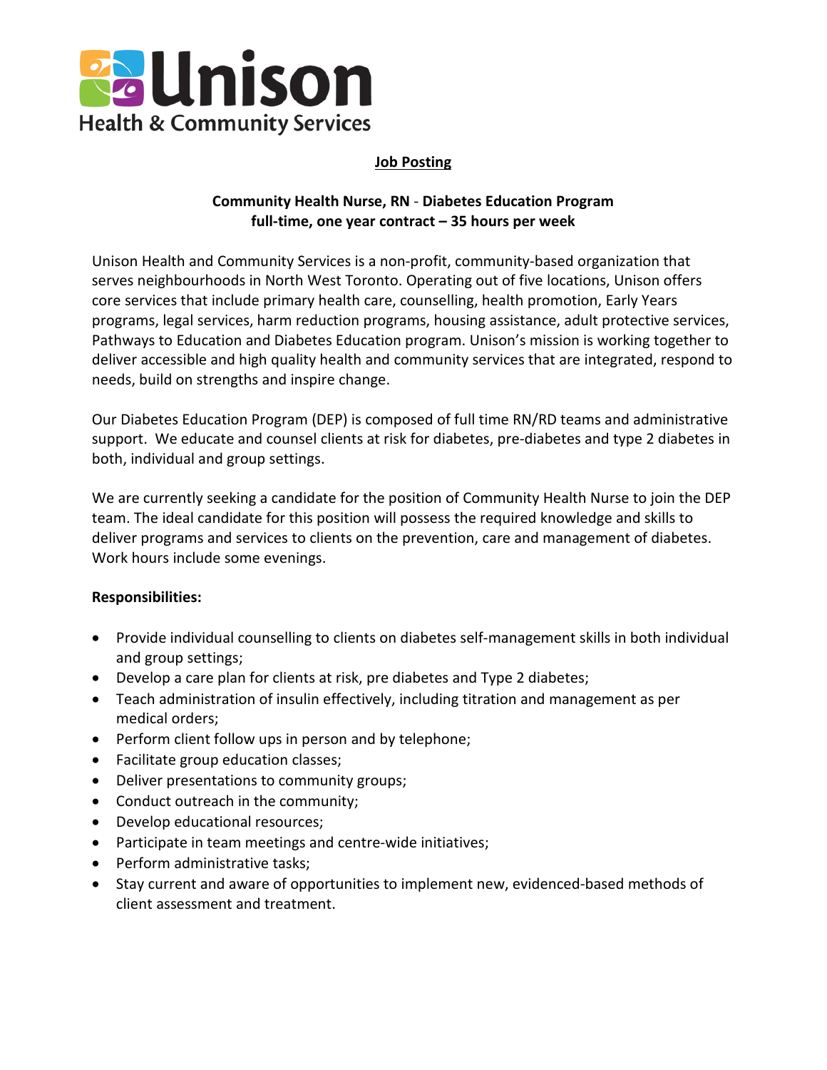Unison

Health & Community Services

# Job Posting

## Community Health Nurse, RN - Diabetes Education Program
**full-time, one year contract – 35 hours per week**

Unison Health and Community Services is a non-profit, community-based organization that serves neighbourhoods in North West Toronto. Operating out of five locations, Unison offers core services that include primary health care, counselling, health promotion, Early Years programs, legal services, harm reduction programs, housing assistance, adult protective services, Pathways to Education and Diabetes Education program. Unison's mission is working together to deliver accessible and high quality health and community services that are integrated, respond to needs, build on strengths and inspire change.

Our Diabetes Education Program (DEP) is composed of full time RN/RD teams and administrative support. We educate and counsel clients at risk for diabetes, pre-diabetes and type 2 diabetes in both, individual and group settings.

We are currently seeking a candidate for the position of Community Health Nurse to join the DEP team. The ideal candidate for this position will possess the required knowledge and skills to deliver programs and services to clients on the prevention, care and management of diabetes. Work hours include some evenings.

**Responsibilities:**

- Provide individual counselling to clients on diabetes self-management skills in both individual and group settings;
- Develop a care plan for clients at risk, pre diabetes and Type 2 diabetes;
- Teach administration of insulin effectively, including titration and management as per medical orders;
- Perform client follow ups in person and by telephone;
- Facilitate group education classes;
- Deliver presentations to community groups;
- Conduct outreach in the community;
- Develop educational resources;
- Participate in team meetings and centre-wide initiatives;
- Perform administrative tasks;
- Stay current and aware of opportunities to implement new, evidenced-based methods of client assessment and treatment.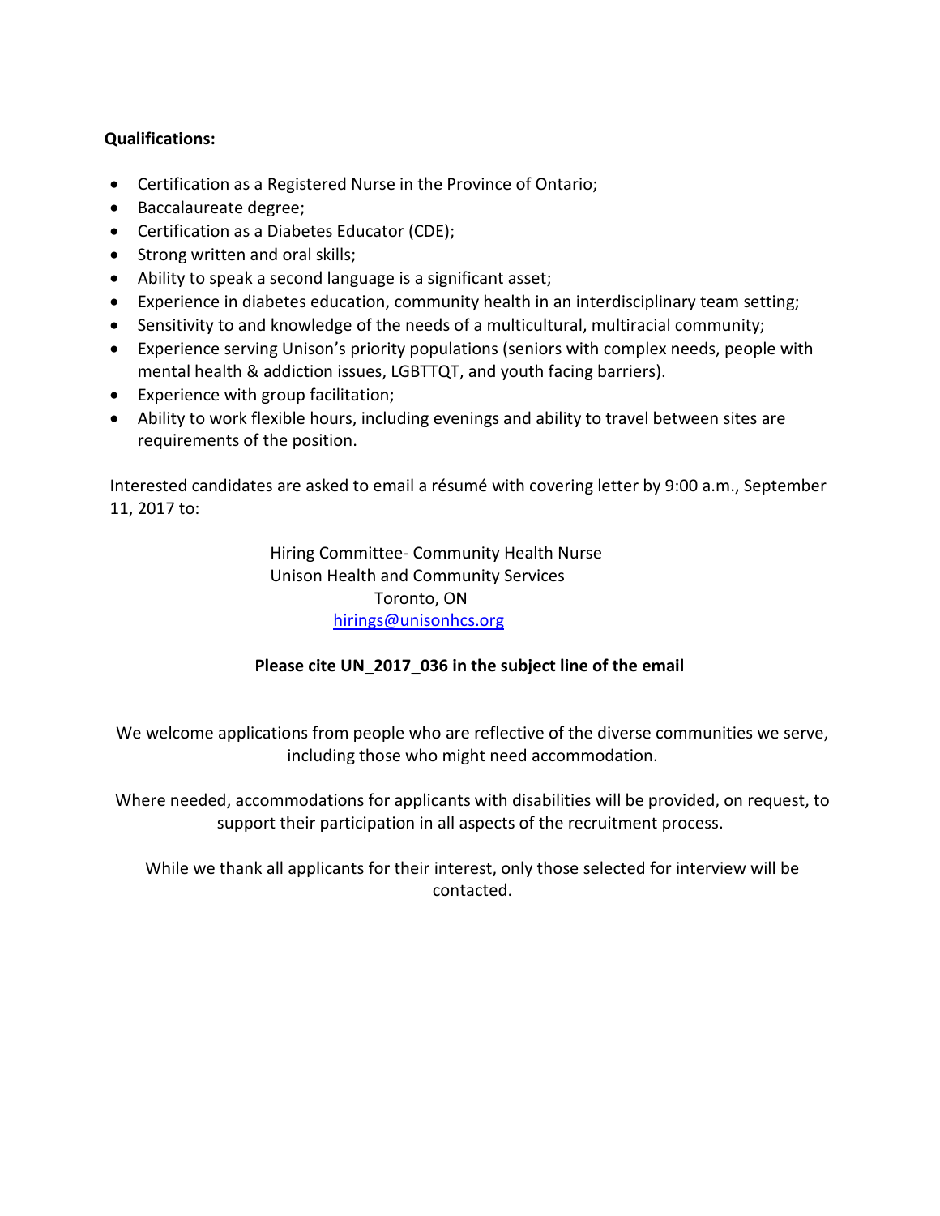**Qualifications:**

- Certification as a Registered Nurse in the Province of Ontario;
- Baccalaureate degree;
- Certification as a Diabetes Educator (CDE);
- Strong written and oral skills;
- Ability to speak a second language is a significant asset;
- Experience in diabetes education, community health in an interdisciplinary team setting;
- Sensitivity to and knowledge of the needs of a multicultural, multiracial community;
- Experience serving Unison's priority populations (seniors with complex needs, people with mental health & addiction issues, LGBTTQT, and youth facing barriers).
- Experience with group facilitation;
- Ability to work flexible hours, including evenings and ability to travel between sites are requirements of the position.

Interested candidates are asked to email a résumé with covering letter by 9:00 a.m., September 11, 2017 to:

Hiring Committee- Community Health Nurse
Unison Health and Community Services
Toronto, ON
hirings@unisonhcs.org

**Please cite UN_2017_036 in the subject line of the email**

We welcome applications from people who are reflective of the diverse communities we serve, including those who might need accommodation.

Where needed, accommodations for applicants with disabilities will be provided, on request, to support their participation in all aspects of the recruitment process.

While we thank all applicants for their interest, only those selected for interview will be contacted.